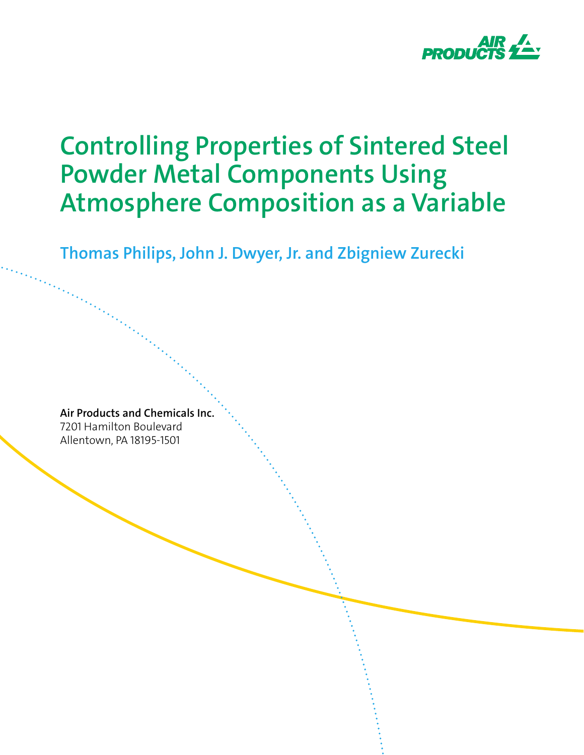# Controlling Properties of Sintered Steel Powder Metal Components Using Atmosphere Composition as a Variable

Thomas Philips, John J. Dwyer, Jr. and Zbigniew Zurecki

**Air Products and Chemicals Inc.**
7201 Hamilton Boulevard
Allentown, PA 18195-1501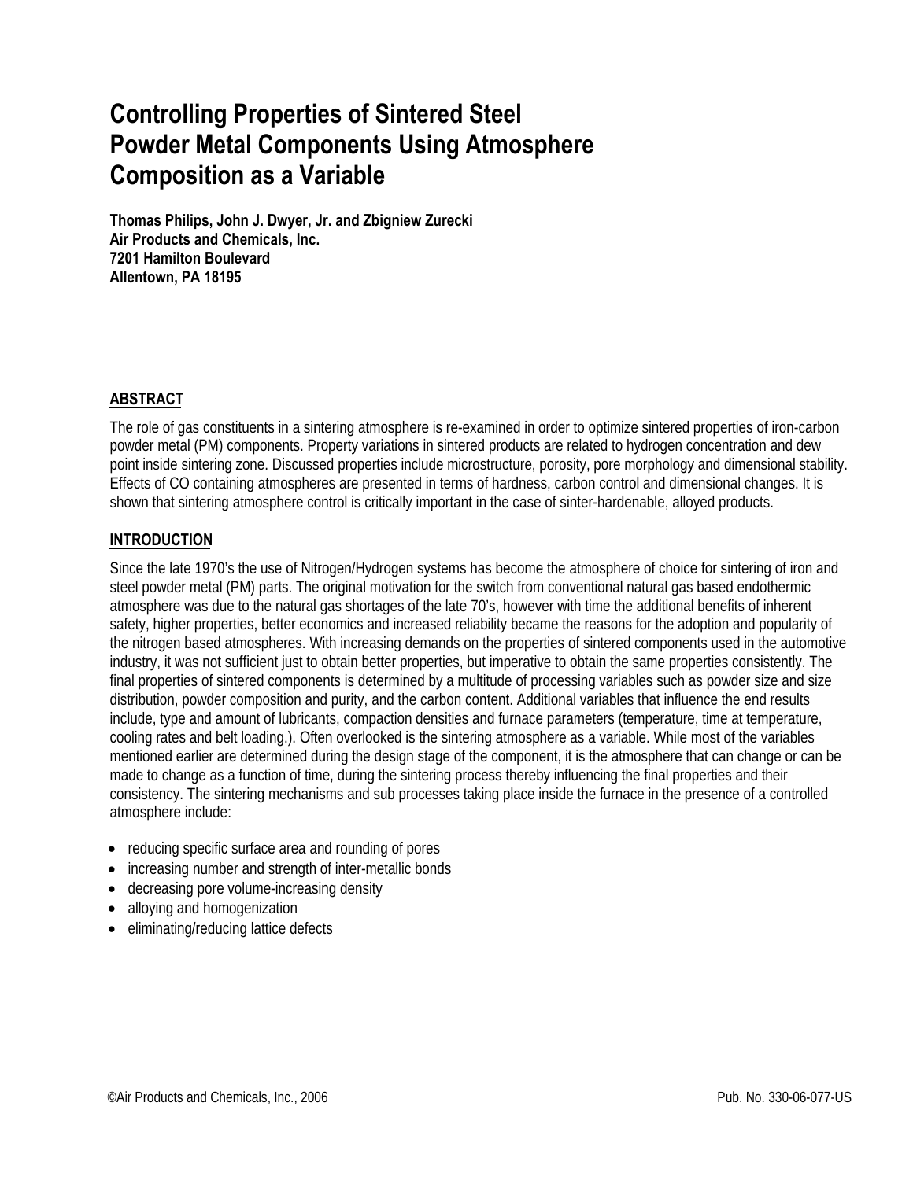# Controlling Properties of Sintered Steel Powder Metal Components Using Atmosphere Composition as a Variable

**Thomas Philips, John J. Dwyer, Jr. and Zbigniew Zurecki**
**Air Products and Chemicals, Inc.**
**7201 Hamilton Boulevard**
**Allentown, PA 18195**

## ABSTRACT

The role of gas constituents in a sintering atmosphere is re-examined in order to optimize sintered properties of iron-carbon powder metal (PM) components. Property variations in sintered products are related to hydrogen concentration and dew point inside sintering zone. Discussed properties include microstructure, porosity, pore morphology and dimensional stability. Effects of CO containing atmospheres are presented in terms of hardness, carbon control and dimensional changes. It is shown that sintering atmosphere control is critically important in the case of sinter-hardenable, alloyed products.

## INTRODUCTION

Since the late 1970's the use of Nitrogen/Hydrogen systems has become the atmosphere of choice for sintering of iron and steel powder metal (PM) parts. The original motivation for the switch from conventional natural gas based endothermic atmosphere was due to the natural gas shortages of the late 70's, however with time the additional benefits of inherent safety, higher properties, better economics and increased reliability became the reasons for the adoption and popularity of the nitrogen based atmospheres. With increasing demands on the properties of sintered components used in the automotive industry, it was not sufficient just to obtain better properties, but imperative to obtain the same properties consistently. The final properties of sintered components is determined by a multitude of processing variables such as powder size and size distribution, powder composition and purity, and the carbon content. Additional variables that influence the end results include, type and amount of lubricants, compaction densities and furnace parameters (temperature, time at temperature, cooling rates and belt loading.). Often overlooked is the sintering atmosphere as a variable. While most of the variables mentioned earlier are determined during the design stage of the component, it is the atmosphere that can change or can be made to change as a function of time, during the sintering process thereby influencing the final properties and their consistency. The sintering mechanisms and sub processes taking place inside the furnace in the presence of a controlled atmosphere include:

- reducing specific surface area and rounding of pores
- increasing number and strength of inter-metallic bonds
- decreasing pore volume-increasing density
- alloying and homogenization
- eliminating/reducing lattice defects

©Air Products and Chemicals, Inc., 2006 Pub. No. 330-06-077-US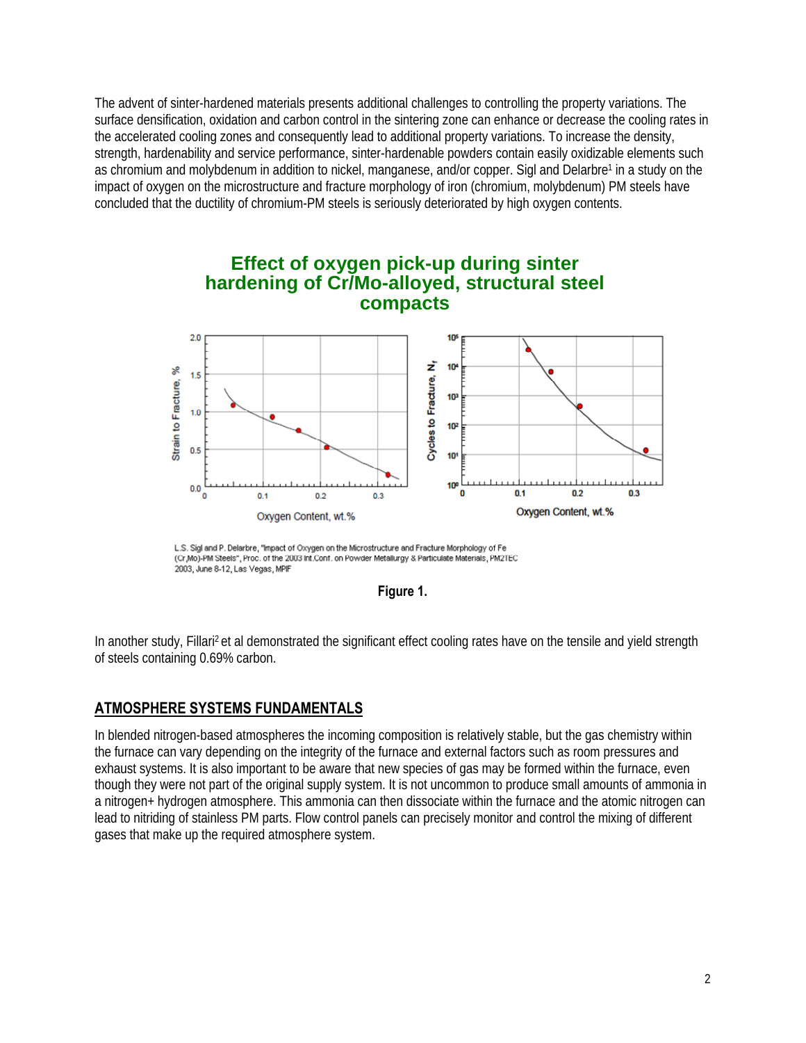The advent of sinter-hardened materials presents additional challenges to controlling the property variations. The surface densification, oxidation and carbon control in the sintering zone can enhance or decrease the cooling rates in the accelerated cooling zones and consequently lead to additional property variations. To increase the density, strength, hardenability and service performance, sinter-hardenable powders contain easily oxidizable elements such as chromium and molybdenum in addition to nickel, manganese, and/or copper. Sigl and Delarbre[1] in a study on the impact of oxygen on the microstructure and fracture morphology of iron (chromium, molybdenum) PM steels have concluded that the ductility of chromium-PM steels is seriously deteriorated by high oxygen contents.

**Effect of oxygen pick-up during sinter hardening of Cr/Mo-alloyed, structural steel compacts**

Strain to Fracture, %

2.0

1.5

1.0

0.5

0.0

0

0.1

0.2

0.3

Oxygen Content, wt.%

Cycles to Fracture, $N_f$

$10^5$

$10^4$

$10^3$

$10^2$

$10^1$

$10^0$

0

0.1

0.2

0.3

Oxygen Content, wt.%

L.S. Sigl and P. Delarbre, "Impact of Oxygen on the Microstructure and Fracture Morphology of Fe (Cr,Mo)-PM Steels", Proc. of the 2003 Int.Conf. on Powder Metallurgy & Particulate Materials, PM2TEC 2003, June 8-12, Las Vegas, MPIF

**Figure 1.**

In another study, Fillari[2] et al demonstrated the significant effect cooling rates have on the tensile and yield strength of steels containing 0.69% carbon.

## ATMOSPHERE SYSTEMS FUNDAMENTALS

In blended nitrogen-based atmospheres the incoming composition is relatively stable, but the gas chemistry within the furnace can vary depending on the integrity of the furnace and external factors such as room pressures and exhaust systems. It is also important to be aware that new species of gas may be formed within the furnace, even though they were not part of the original supply system. It is not uncommon to produce small amounts of ammonia in a nitrogen+ hydrogen atmosphere. This ammonia can then dissociate within the furnace and the atomic nitrogen can lead to nitriding of stainless PM parts. Flow control panels can precisely monitor and control the mixing of different gases that make up the required atmosphere system.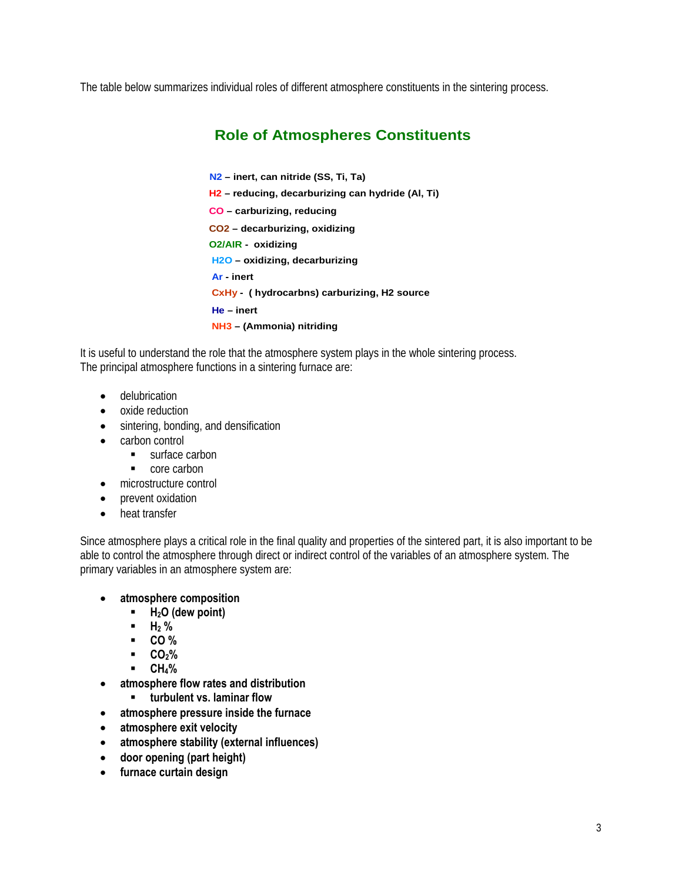The table below summarizes individual roles of different atmosphere constituents in the sintering process.

## Role of Atmospheres Constituents

**N2 – inert, can nitride (SS, Ti, Ta)**

**H2 – reducing, decarburizing can hydride (Al, Ti)**

**CO – carburizing, reducing**

**CO2 – decarburizing, oxidizing**

**O2/AIR - oxidizing**

**H2O – oxidizing, decarburizing**

**Ar - inert**

**CxHy - ( hydrocarbns) carburizing, H2 source**

**He – inert**

**NH3 – (Ammonia) nitriding**

It is useful to understand the role that the atmosphere system plays in the whole sintering process. The principal atmosphere functions in a sintering furnace are:

- delubrication
- oxide reduction
- sintering, bonding, and densification
- carbon control
  - surface carbon
  - core carbon
- microstructure control
- prevent oxidation
- heat transfer

Since atmosphere plays a critical role in the final quality and properties of the sintered part, it is also important to be able to control the atmosphere through direct or indirect control of the variables of an atmosphere system. The primary variables in an atmosphere system are:

- **atmosphere composition**
  - **$H_2O$ (dew point)**
  - **$H_2$ %**
  - **CO %**
  - **$CO_2$%**
  - **$CH_4$%**
- **atmosphere flow rates and distribution**
  - **turbulent vs. laminar flow**
- **atmosphere pressure inside the furnace**
- **atmosphere exit velocity**
- **atmosphere stability (external influences)**
- **door opening (part height)**
- **furnace curtain design**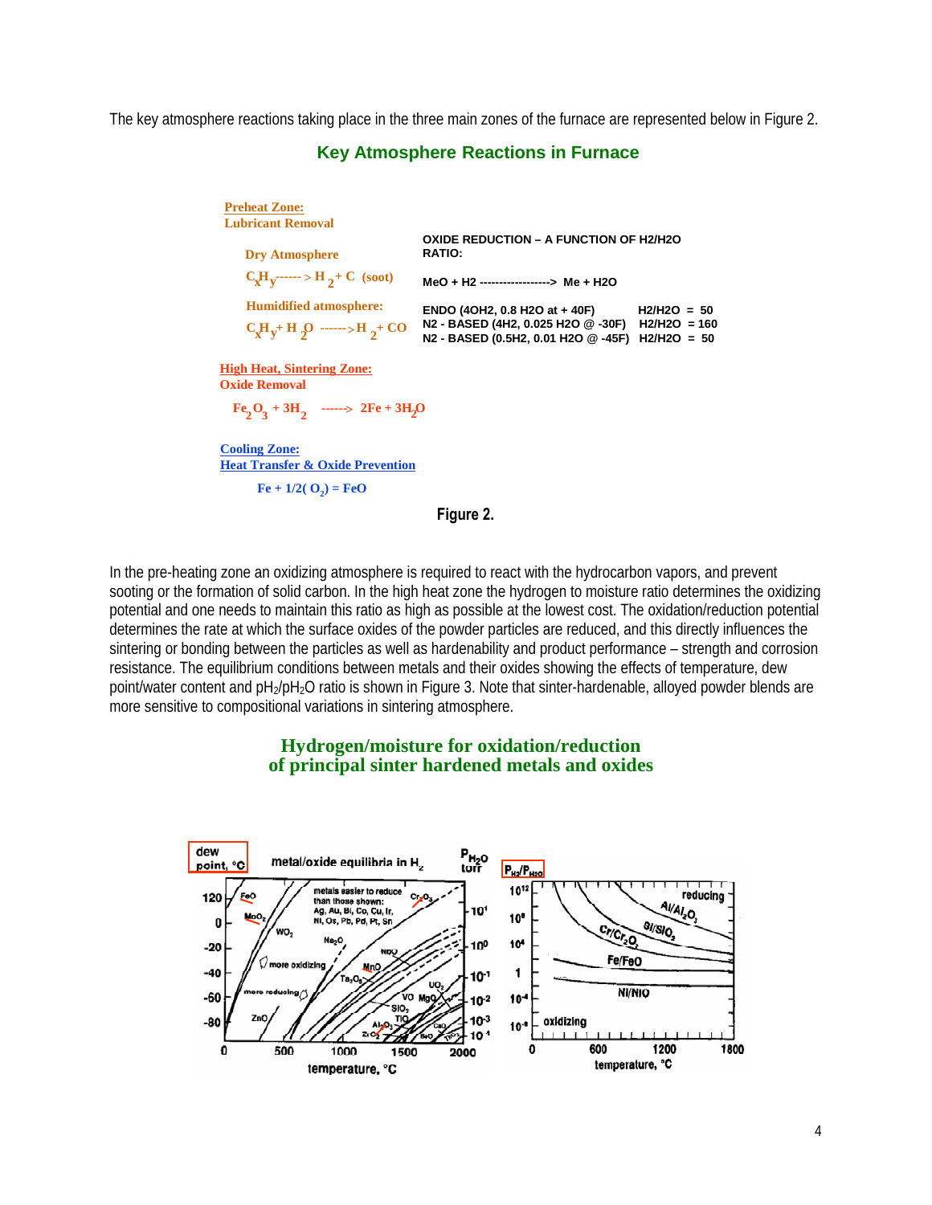The key atmosphere reactions taking place in the three main zones of the furnace are represented below in Figure 2.

## Key Atmosphere Reactions in Furnace

**Preheat Zone:**
**Lubricant Removal**

**Dry Atmosphere**

$C_xH_y \longrightarrow H_2 + C$ (soot)

**Humidified atmosphere:**

$C_xH_y + H_2O \longrightarrow H_2 + CO$

**OXIDE REDUCTION – A FUNCTION OF H2/H2O RATIO:**

$MeO + H_2 \longrightarrow Me + H_2O$

| | |
|---|---|
| ENDO (4OH2, 0.8 H2O at + 40F) | H2/H2O = 50 |
| N2 - BASED (4H2, 0.025 H2O @ -30F) | H2/H2O = 160 |
| N2 - BASED (0.5H2, 0.01 H2O @ -45F) | H2/H2O = 50 |

**High Heat, Sintering Zone:**
**Oxide Removal**

$Fe_2O_3 + 3H_2 \longrightarrow 2Fe + 3H_2O$

**Cooling Zone:**
**Heat Transfer & Oxide Prevention**

$Fe + 1/2(O_2) = FeO$

**Figure 2.**

In the pre-heating zone an oxidizing atmosphere is required to react with the hydrocarbon vapors, and prevent sooting or the formation of solid carbon. In the high heat zone the hydrogen to moisture ratio determines the oxidizing potential and one needs to maintain this ratio as high as possible at the lowest cost. The oxidation/reduction potential determines the rate at which the surface oxides of the powder particles are reduced, and this directly influences the sintering or bonding between the particles as well as hardenability and product performance – strength and corrosion resistance. The equilibrium conditions between metals and their oxides showing the effects of temperature, dew point/water content and $pH_2/pH_2O$ ratio is shown in Figure 3. Note that sinter-hardenable, alloyed powder blends are more sensitive to compositional variations in sintering atmosphere.

## Hydrogen/moisture for oxidation/reduction of principal sinter hardened metals and oxides

dew point, °C
metal/oxide equilibria in $H_2$
$P_{H_2O}$ torr
metals easier to reduce than those shown: Ag, Au, Bi, Co, Cu, Ir, Ni, Os, Pb, Pd, Pt, Sn
FeO, $MoO_2$, $WO_2$, $Cr_2O_3$, $Na_2O$, NbO, MnO, $Ta_2O_5$, $UO_2$, VO, MgO, $SiO_2$, TiO, $Al_2O_3$, $ZrO_2$, CaO, BeO, ZnO
more oxidizing
more reducing
120, 0, -20, -40, -60, -80
$10^1$, $10^0$, $10^{-1}$, $10^{-2}$, $10^{-3}$, $10^{-4}$
0, 500, 1000, 1500, 2000
temperature, °C

$P_{H_2}/P_{H_2O}$
reducing
$Al/Al_2O_3$
$Si/SiO_2$
$Cr/Cr_2O_3$
Fe/FeO
Ni/NiO
oxidizing
$10^{12}$, $10^8$, $10^4$, 1, $10^{-4}$, $10^{-8}$
0, 600, 1200, 1800
temperature, °C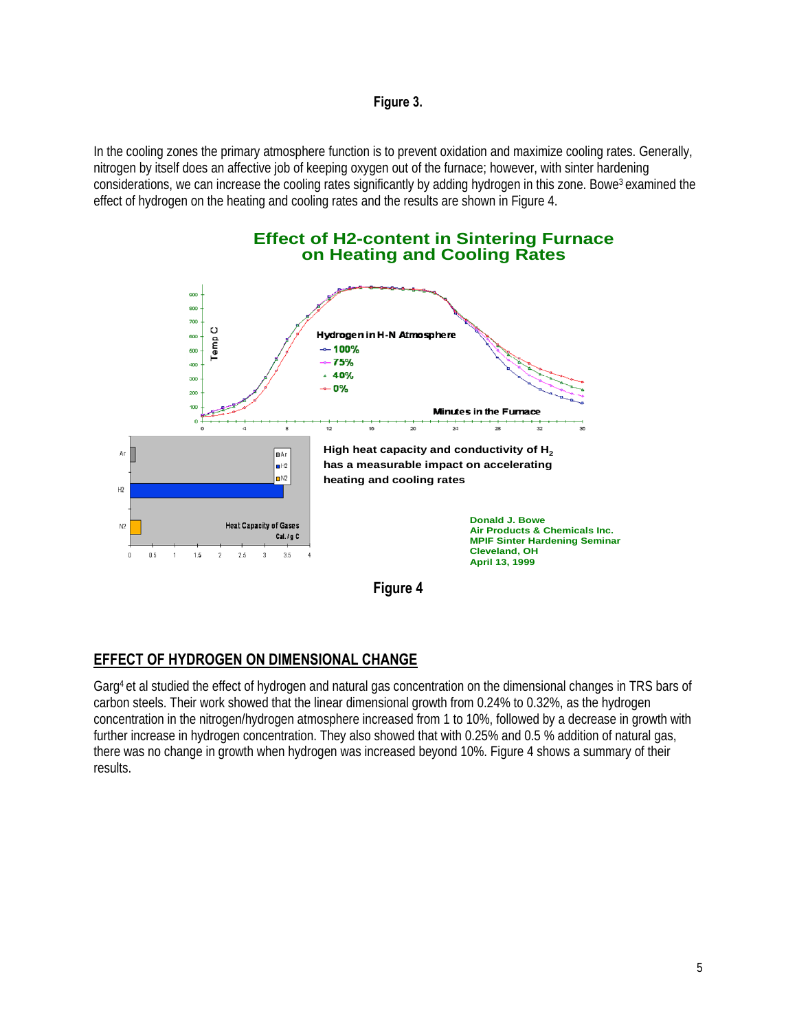Figure 3.

In the cooling zones the primary atmosphere function is to prevent oxidation and maximize cooling rates. Generally, nitrogen by itself does an affective job of keeping oxygen out of the furnace; however, with sinter hardening considerations, we can increase the cooling rates significantly by adding hydrogen in this zone. Bowe[3] examined the effect of hydrogen on the heating and cooling rates and the results are shown in Figure 4.

Effect of H2-content in Sintering Furnace on Heating and Cooling Rates

Temp C

900
800
700
600
500
400
300
200
100
0

Hydrogen in H-N Atmosphere
100%
75%
40%
0%

Minutes in the Furnace

0 4 8 12 16 20 24 28 32 36

Ar
H2
N2

Ar
H2
N2

Heat Capacity of Gases
Cal. / g C

0 0.5 1 1.5 2 2.5 3 3.5 4

High heat capacity and conductivity of $H_2$ has a measurable impact on accelerating heating and cooling rates

Donald J. Bowe
Air Products & Chemicals Inc.
MPIF Sinter Hardening Seminar
Cleveland, OH
April 13, 1999

Figure 4

## EFFECT OF HYDROGEN ON DIMENSIONAL CHANGE

Garg[4] et al studied the effect of hydrogen and natural gas concentration on the dimensional changes in TRS bars of carbon steels. Their work showed that the linear dimensional growth from 0.24% to 0.32%, as the hydrogen concentration in the nitrogen/hydrogen atmosphere increased from 1 to 10%, followed by a decrease in growth with further increase in hydrogen concentration. They also showed that with 0.25% and 0.5 % addition of natural gas, there was no change in growth when hydrogen was increased beyond 10%. Figure 4 shows a summary of their results.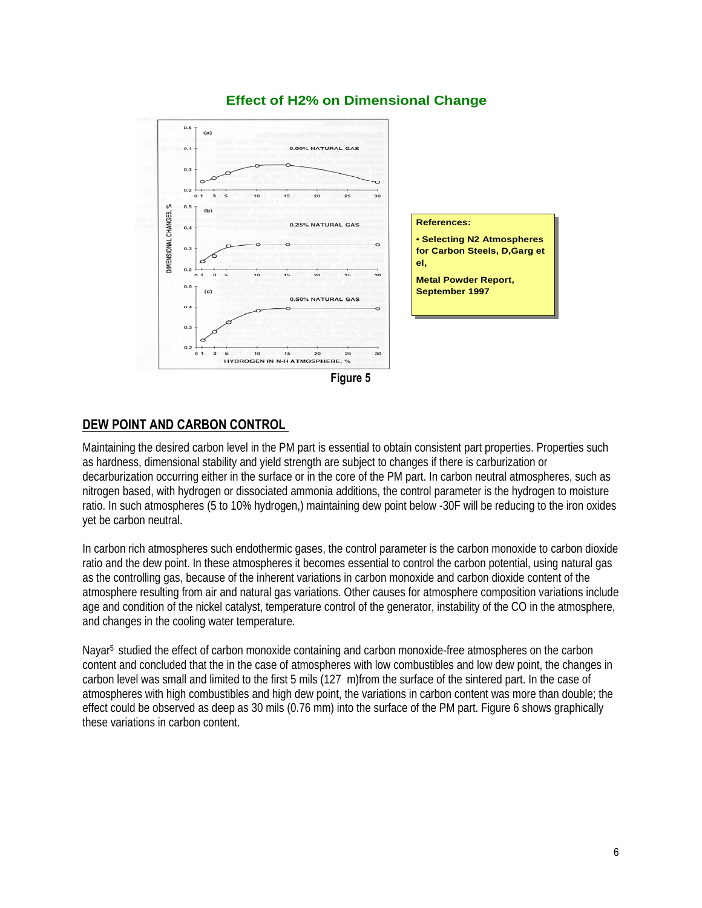## Effect of H2% on Dimensional Change

(a)
0.00% NATURAL GAS

(b)
0.25% NATURAL GAS

(c)
0.50% NATURAL GAS

DIMENSIONAL CHANGES, %

0.5
0.4
0.3
0.2

0 1 3 5 10 15 20 25 30

HYDROGEN IN N-H ATMOSPHERE, %

Figure 5

**References:**

**• Selecting N2 Atmospheres for Carbon Steels, D,Garg et el,**

**Metal Powder Report, September 1997**

## DEW POINT AND CARBON CONTROL

Maintaining the desired carbon level in the PM part is essential to obtain consistent part properties. Properties such as hardness, dimensional stability and yield strength are subject to changes if there is carburization or decarburization occurring either in the surface or in the core of the PM part. In carbon neutral atmospheres, such as nitrogen based, with hydrogen or dissociated ammonia additions, the control parameter is the hydrogen to moisture ratio. In such atmospheres (5 to 10% hydrogen,) maintaining dew point below -30F will be reducing to the iron oxides yet be carbon neutral.

In carbon rich atmospheres such endothermic gases, the control parameter is the carbon monoxide to carbon dioxide ratio and the dew point. In these atmospheres it becomes essential to control the carbon potential, using natural gas as the controlling gas, because of the inherent variations in carbon monoxide and carbon dioxide content of the atmosphere resulting from air and natural gas variations. Other causes for atmosphere composition variations include age and condition of the nickel catalyst, temperature control of the generator, instability of the CO in the atmosphere, and changes in the cooling water temperature.

Nayar[5] studied the effect of carbon monoxide containing and carbon monoxide-free atmospheres on the carbon content and concluded that the in the case of atmospheres with low combustibles and low dew point, the changes in carbon level was small and limited to the first 5 mils (127 m)from the surface of the sintered part. In the case of atmospheres with high combustibles and high dew point, the variations in carbon content was more than double; the effect could be observed as deep as 30 mils (0.76 mm) into the surface of the PM part. Figure 6 shows graphically these variations in carbon content.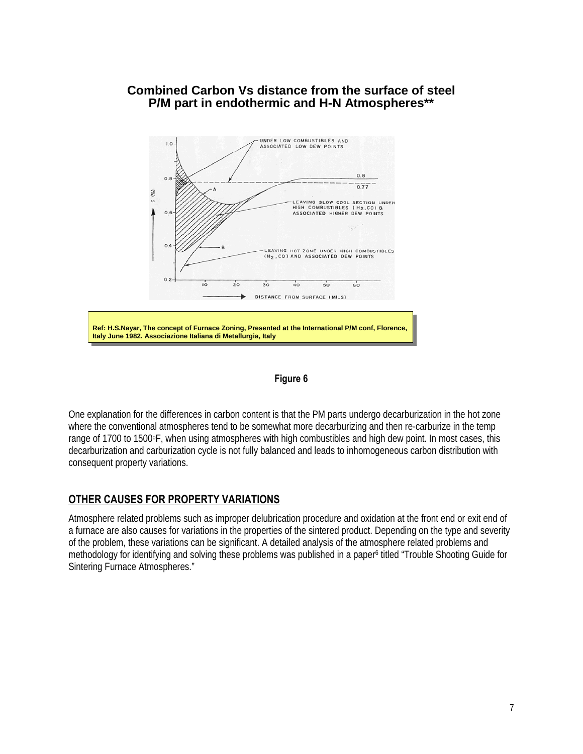**Combined Carbon Vs distance from the surface of steel P/M part in endothermic and H-N Atmospheres****

UNDER LOW COMBUSTIBLES AND ASSOCIATED LOW DEW POINTS

LEAVING SLOW COOL SECTION UNDER HIGH COMBUSTIBLES ($H_2$, CO) & ASSOCIATED HIGHER DEW POINTS

LEAVING HOT ZONE UNDER HIGH COMBUSTIBLES ($H_2$, CO) AND ASSOCIATED DEW POINTS

A

B

0.8

0.77

C (%)

1.0

0.8

0.6

0.4

0.2

10 20 30 40 50 60

DISTANCE FROM SURFACE (MILS)

**Ref: H.S.Nayar, The concept of Furnace Zoning, Presented at the International P/M conf, Florence, Italy June 1982. Associazione Italiana di Metallurgia, Italy**

**Figure 6**

One explanation for the differences in carbon content is that the PM parts undergo decarburization in the hot zone where the conventional atmospheres tend to be somewhat more decarburizing and then re-carburize in the temp range of 1700 to 1500°F, when using atmospheres with high combustibles and high dew point. In most cases, this decarburization and carburization cycle is not fully balanced and leads to inhomogeneous carbon distribution with consequent property variations.

## OTHER CAUSES FOR PROPERTY VARIATIONS

Atmosphere related problems such as improper delubrication procedure and oxidation at the front end or exit end of a furnace are also causes for variations in the properties of the sintered product. Depending on the type and severity of the problem, these variations can be significant. A detailed analysis of the atmosphere related problems and methodology for identifying and solving these problems was published in a paper[6] titled "Trouble Shooting Guide for Sintering Furnace Atmospheres."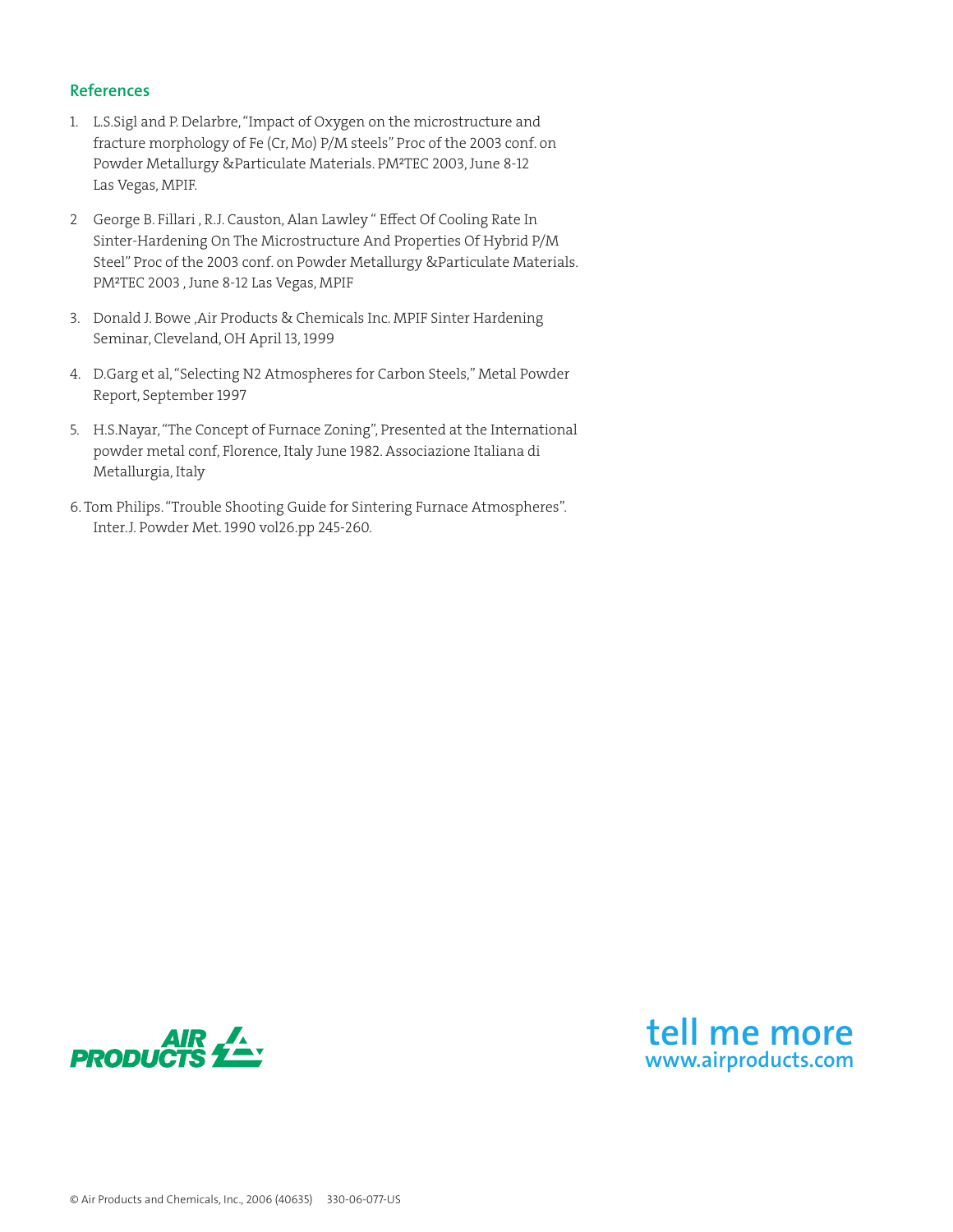## References

1. L.S.Sigl and P. Delarbre, "Impact of Oxygen on the microstructure and fracture morphology of Fe (Cr, Mo) P/M steels" Proc of the 2003 conf. on Powder Metallurgy &Particulate Materials. PM²TEC 2003, June 8-12 Las Vegas, MPIF.

2 George B. Fillari , R.J. Causton, Alan Lawley " Effect Of Cooling Rate In Sinter-Hardening On The Microstructure And Properties Of Hybrid P/M Steel" Proc of the 2003 conf. on Powder Metallurgy &Particulate Materials. PM²TEC 2003 , June 8-12 Las Vegas, MPIF

3. Donald J. Bowe ,Air Products & Chemicals Inc. MPIF Sinter Hardening Seminar, Cleveland, OH April 13, 1999

4. D.Garg et al, "Selecting N2 Atmospheres for Carbon Steels," Metal Powder Report, September 1997

5. H.S.Nayar, "The Concept of Furnace Zoning", Presented at the International powder metal conf, Florence, Italy June 1982. Associazione Italiana di Metallurgia, Italy

6. Tom Philips. "Trouble Shooting Guide for Sintering Furnace Atmospheres". Inter.J. Powder Met. 1990 vol26.pp 245-260.

AIR PRODUCTS

tell me more
www.airproducts.com

© Air Products and Chemicals, Inc., 2006 (40635) 330-06-077-US